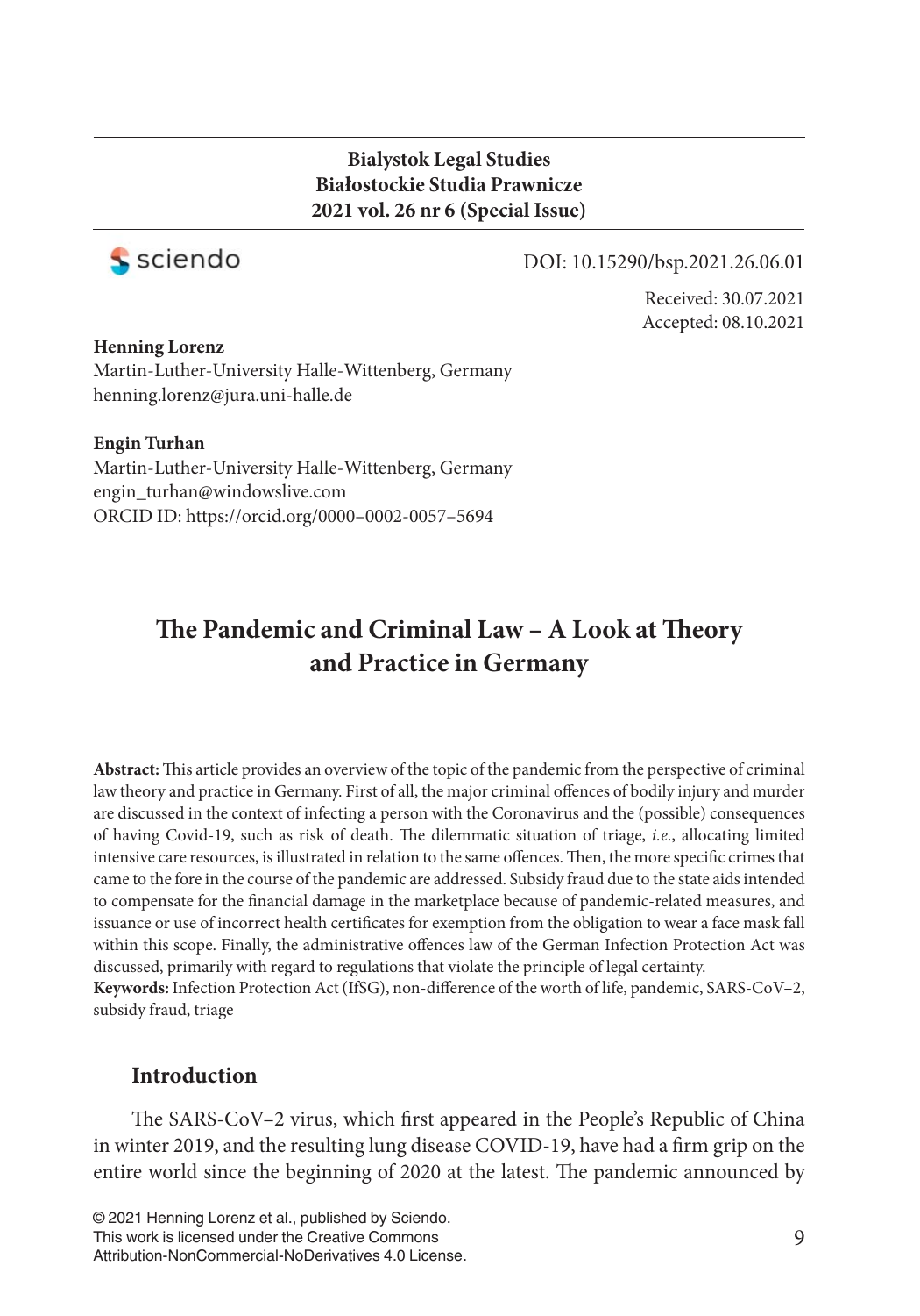**Bialystok Legal Studies**
**Białostockie Studia Prawnicze**
**2021 vol. 26 nr 6 (Special Issue)**

DOI: 10.15290/bsp.2021.26.06.01

Received: 30.07.2021
Accepted: 08.10.2021

**Henning Lorenz**
Martin-Luther-University Halle-Wittenberg, Germany
henning.lorenz@jura.uni-halle.de

**Engin Turhan**
Martin-Luther-University Halle-Wittenberg, Germany
engin_turhan@windowslive.com
ORCID ID: https://orcid.org/0000–0002-0057–5694

# The Pandemic and Criminal Law – A Look at Theory and Practice in Germany

**Abstract:** This article provides an overview of the topic of the pandemic from the perspective of criminal law theory and practice in Germany. First of all, the major criminal offences of bodily injury and murder are discussed in the context of infecting a person with the Coronavirus and the (possible) consequences of having Covid-19, such as risk of death. The dilemmatic situation of triage, *i.e.*, allocating limited intensive care resources, is illustrated in relation to the same offences. Then, the more specific crimes that came to the fore in the course of the pandemic are addressed. Subsidy fraud due to the state aids intended to compensate for the financial damage in the marketplace because of pandemic-related measures, and issuance or use of incorrect health certificates for exemption from the obligation to wear a face mask fall within this scope. Finally, the administrative offences law of the German Infection Protection Act was discussed, primarily with regard to regulations that violate the principle of legal certainty.

**Keywords:** Infection Protection Act (IfSG), non-difference of the worth of life, pandemic, SARS-CoV–2, subsidy fraud, triage

## Introduction

The SARS-CoV–2 virus, which first appeared in the People's Republic of China in winter 2019, and the resulting lung disease COVID-19, have had a firm grip on the entire world since the beginning of 2020 at the latest. The pandemic announced by

© 2021 Henning Lorenz et al., published by Sciendo.
This work is licensed under the Creative Commons Attribution-NonCommercial-NoDerivatives 4.0 License.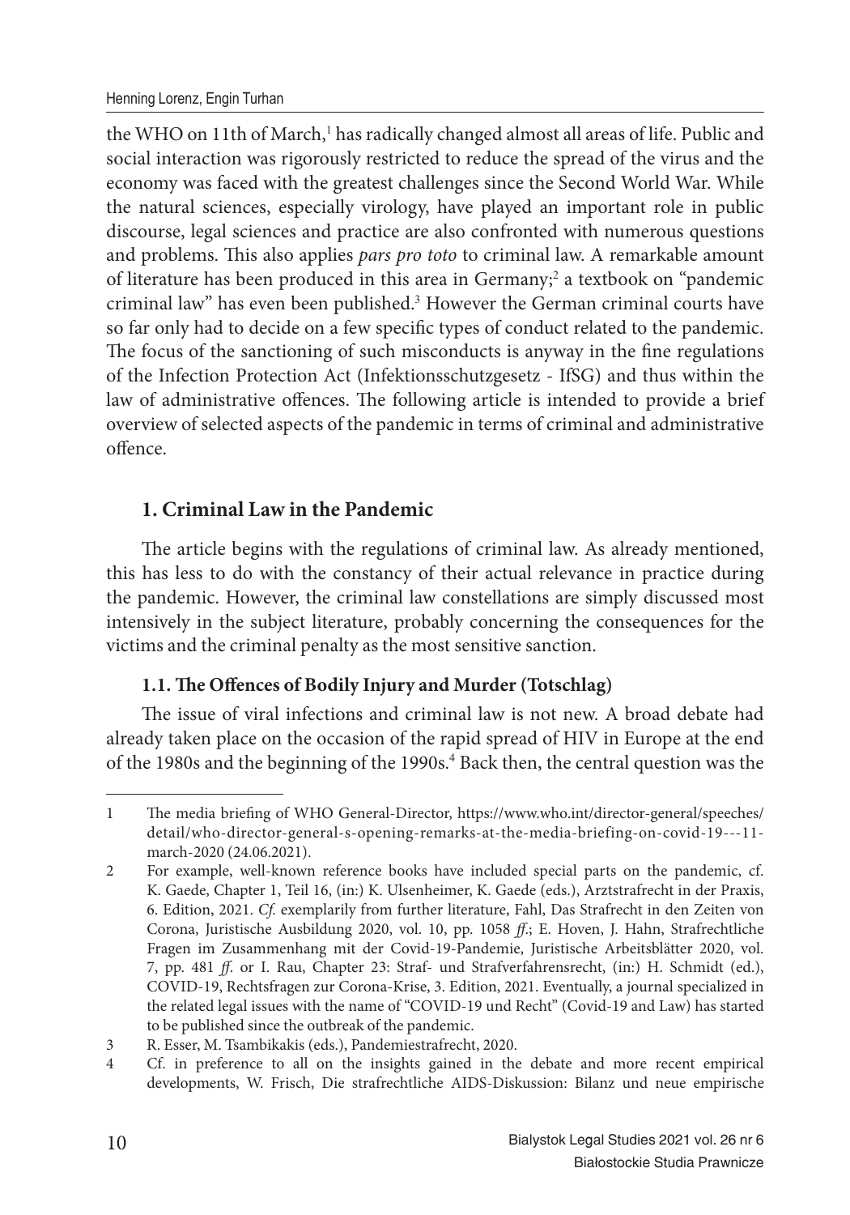the WHO on 11th of March,[1] has radically changed almost all areas of life. Public and social interaction was rigorously restricted to reduce the spread of the virus and the economy was faced with the greatest challenges since the Second World War. While the natural sciences, especially virology, have played an important role in public discourse, legal sciences and practice are also confronted with numerous questions and problems. This also applies *pars pro toto* to criminal law. A remarkable amount of literature has been produced in this area in Germany;[2] a textbook on "pandemic criminal law" has even been published.[3] However the German criminal courts have so far only had to decide on a few specific types of conduct related to the pandemic. The focus of the sanctioning of such misconducts is anyway in the fine regulations of the Infection Protection Act (Infektionsschutzgesetz - IfSG) and thus within the law of administrative offences. The following article is intended to provide a brief overview of selected aspects of the pandemic in terms of criminal and administrative offence.

## 1. Criminal Law in the Pandemic

The article begins with the regulations of criminal law. As already mentioned, this has less to do with the constancy of their actual relevance in practice during the pandemic. However, the criminal law constellations are simply discussed most intensively in the subject literature, probably concerning the consequences for the victims and the criminal penalty as the most sensitive sanction.

### 1.1. The Offences of Bodily Injury and Murder (Totschlag)

The issue of viral infections and criminal law is not new. A broad debate had already taken place on the occasion of the rapid spread of HIV in Europe at the end of the 1980s and the beginning of the 1990s.[4] Back then, the central question was the

---

1 The media briefing of WHO General-Director, https://www.who.int/director-general/speeches/detail/who-director-general-s-opening-remarks-at-the-media-briefing-on-covid-19---11-march-2020 (24.06.2021).

2 For example, well-known reference books have included special parts on the pandemic, cf. K. Gaede, Chapter 1, Teil 16, (in:) K. Ulsenheimer, K. Gaede (eds.), Arztstrafrecht in der Praxis, 6. Edition, 2021. *Cf.* exemplarily from further literature, Fahl, Das Strafrecht in den Zeiten von Corona, Juristische Ausbildung 2020, vol. 10, pp. 1058 *ff*.; E. Hoven, J. Hahn, Strafrechtliche Fragen im Zusammenhang mit der Covid-19-Pandemie, Juristische Arbeitsblätter 2020, vol. 7, pp. 481 *ff*. or I. Rau, Chapter 23: Straf- und Strafverfahrensrecht, (in:) H. Schmidt (ed.), COVID-19, Rechtsfragen zur Corona-Krise, 3. Edition, 2021. Eventually, a journal specialized in the related legal issues with the name of "COVID-19 und Recht" (Covid-19 and Law) has started to be published since the outbreak of the pandemic.

3 R. Esser, M. Tsambikakis (eds.), Pandemiestrafrecht, 2020.

4 Cf. in preference to all on the insights gained in the debate and more recent empirical developments, W. Frisch, Die strafrechtliche AIDS-Diskussion: Bilanz und neue empirische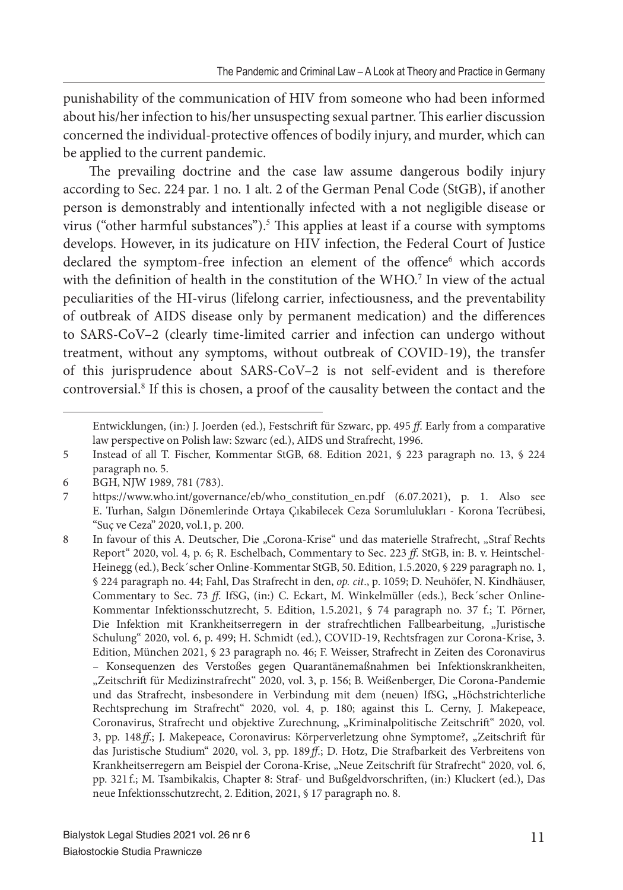punishability of the communication of HIV from someone who had been informed about his/her infection to his/her unsuspecting sexual partner. This earlier discussion concerned the individual-protective offences of bodily injury, and murder, which can be applied to the current pandemic.

The prevailing doctrine and the case law assume dangerous bodily injury according to Sec. 224 par. 1 no. 1 alt. 2 of the German Penal Code (StGB), if another person is demonstrably and intentionally infected with a not negligible disease or virus ("other harmful substances").[5] This applies at least if a course with symptoms develops. However, in its judicature on HIV infection, the Federal Court of Justice declared the symptom-free infection an element of the offence[6] which accords with the definition of health in the constitution of the WHO.[7] In view of the actual peculiarities of the HI-virus (lifelong carrier, infectiousness, and the preventability of outbreak of AIDS disease only by permanent medication) and the differences to SARS-CoV–2 (clearly time-limited carrier and infection can undergo without treatment, without any symptoms, without outbreak of COVID-19), the transfer of this jurisprudence about SARS-CoV–2 is not self-evident and is therefore controversial.[8] If this is chosen, a proof of the causality between the contact and the

---

Entwicklungen, (in:) J. Joerden (ed.), Festschrift für Szwarc, pp. 495 *ff.* Early from a comparative law perspective on Polish law: Szwarc (ed.), AIDS und Strafrecht, 1996.

5 Instead of all T. Fischer, Kommentar StGB, 68. Edition 2021, § 223 paragraph no. 13, § 224 paragraph no. 5.

6 BGH, NJW 1989, 781 (783).

7 https://www.who.int/governance/eb/who_constitution_en.pdf (6.07.2021), p. 1. Also see E. Turhan, Salgın Dönemlerinde Ortaya Çıkabilecek Ceza Sorumlulukları - Korona Tecrübesi, "Suç ve Ceza" 2020, vol.1, p. 200.

8 In favour of this A. Deutscher, Die „Corona-Krise" und das materielle Strafrecht, „Straf Rechts Report" 2020, vol. 4, p. 6; R. Eschelbach, Commentary to Sec. 223 *ff.* StGB, in: B. v. Heintschel-Heinegg (ed.), Beck´scher Online-Kommentar StGB, 50. Edition, 1.5.2020, § 229 paragraph no. 1, § 224 paragraph no. 44; Fahl, Das Strafrecht in den, *op. cit*., p. 1059; D. Neuhöfer, N. Kindhäuser, Commentary to Sec. 73 *ff.* IfSG, (in:) C. Eckart, M. Winkelmüller (eds.), Beck´scher Online-Kommentar Infektionsschutzrecht, 5. Edition, 1.5.2021, § 74 paragraph no. 37 f.; T. Pörner, Die Infektion mit Krankheitserregern in der strafrechtlichen Fallbearbeitung, „Juristische Schulung" 2020, vol. 6, p. 499; H. Schmidt (ed.), COVID-19, Rechtsfragen zur Corona-Krise, 3. Edition, München 2021, § 23 paragraph no. 46; F. Weisser, Strafrecht in Zeiten des Coronavirus – Konsequenzen des Verstoßes gegen Quarantänemaßnahmen bei Infektionskrankheiten, „Zeitschrift für Medizinstrafrecht" 2020, vol. 3, p. 156; B. Weißenberger, Die Corona-Pandemie und das Strafrecht, insbesondere in Verbindung mit dem (neuen) IfSG, „Höchstrichterliche Rechtsprechung im Strafrecht" 2020, vol. 4, p. 180; against this L. Cerny, J. Makepeace, Coronavirus, Strafrecht und objektive Zurechnung, „Kriminalpolitische Zeitschrift" 2020, vol. 3, pp. 148 *ff.*; J. Makepeace, Coronavirus: Körperverletzung ohne Symptome?, „Zeitschrift für das Juristische Studium" 2020, vol. 3, pp. 189 *ff.*; D. Hotz, Die Strafbarkeit des Verbreitens von Krankheitserregern am Beispiel der Corona-Krise, „Neue Zeitschrift für Strafrecht" 2020, vol. 6, pp. 321 f.; M. Tsambikakis, Chapter 8: Straf- und Bußgeldvorschriften, (in:) Kluckert (ed.), Das neue Infektionsschutzrecht, 2. Edition, 2021, § 17 paragraph no. 8.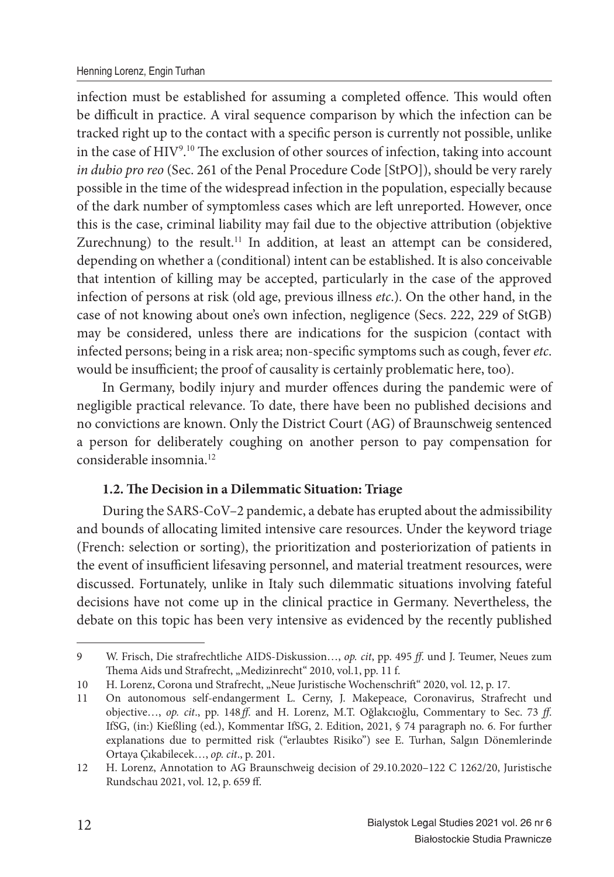infection must be established for assuming a completed offence. This would often be difficult in practice. A viral sequence comparison by which the infection can be tracked right up to the contact with a specific person is currently not possible, unlike in the case of HIV[9].[10] The exclusion of other sources of infection, taking into account *in dubio pro reo* (Sec. 261 of the Penal Procedure Code [StPO]), should be very rarely possible in the time of the widespread infection in the population, especially because of the dark number of symptomless cases which are left unreported. However, once this is the case, criminal liability may fail due to the objective attribution (objektive Zurechnung) to the result.[11] In addition, at least an attempt can be considered, depending on whether a (conditional) intent can be established. It is also conceivable that intention of killing may be accepted, particularly in the case of the approved infection of persons at risk (old age, previous illness *etc.*). On the other hand, in the case of not knowing about one's own infection, negligence (Secs. 222, 229 of StGB) may be considered, unless there are indications for the suspicion (contact with infected persons; being in a risk area; non-specific symptoms such as cough, fever *etc.* would be insufficient; the proof of causality is certainly problematic here, too).

In Germany, bodily injury and murder offences during the pandemic were of negligible practical relevance. To date, there have been no published decisions and no convictions are known. Only the District Court (AG) of Braunschweig sentenced a person for deliberately coughing on another person to pay compensation for considerable insomnia.[12]

### 1.2. The Decision in a Dilemmatic Situation: Triage

During the SARS-CoV–2 pandemic, a debate has erupted about the admissibility and bounds of allocating limited intensive care resources. Under the keyword triage (French: selection or sorting), the prioritization and posteriorization of patients in the event of insufficient lifesaving personnel, and material treatment resources, were discussed. Fortunately, unlike in Italy such dilemmatic situations involving fateful decisions have not come up in the clinical practice in Germany. Nevertheless, the debate on this topic has been very intensive as evidenced by the recently published

---

9 W. Frisch, Die strafrechtliche AIDS-Diskussion…, *op. cit*, pp. 495 *ff*. und J. Teumer, Neues zum Thema Aids und Strafrecht, „Medizinrecht" 2010, vol.1, pp. 11 f.

10 H. Lorenz, Corona und Strafrecht, „Neue Juristische Wochenschrift" 2020, vol. 12, p. 17.

11 On autonomous self-endangerment L. Cerny, J. Makepeace, Coronavirus, Strafrecht und objective…, *op. cit*., pp. 148 *ff*. and H. Lorenz, M.T. Oğlakcıoğlu, Commentary to Sec. 73 *ff*. IfSG, (in:) Kießling (ed.), Kommentar IfSG, 2. Edition, 2021, § 74 paragraph no. 6. For further explanations due to permitted risk ("erlaubtes Risiko") see E. Turhan, Salgın Dönemlerinde Ortaya Çıkabilecek…, *op. cit*., p. 201.

12 H. Lorenz, Annotation to AG Braunschweig decision of 29.10.2020–122 C 1262/20, Juristische Rundschau 2021, vol. 12, p. 659 ff.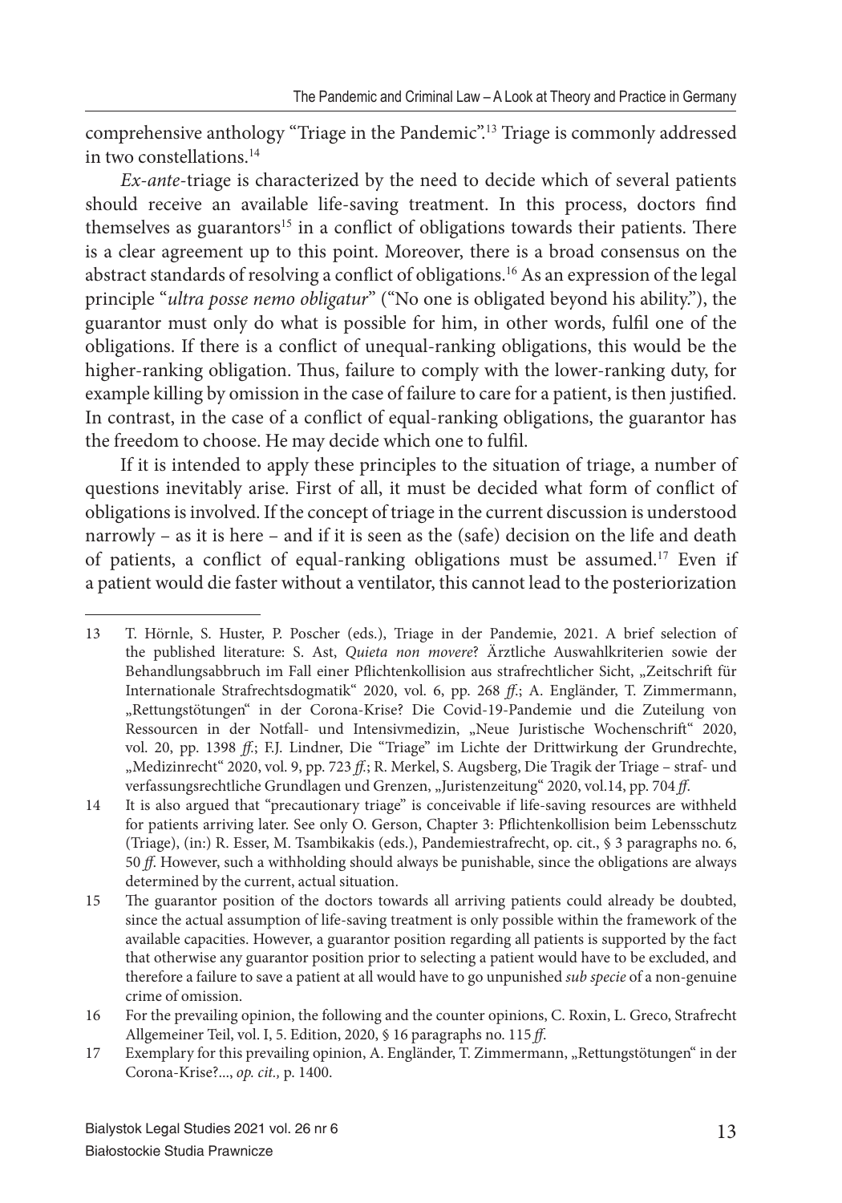comprehensive anthology "Triage in the Pandemic".[13] Triage is commonly addressed in two constellations.[14]

*Ex-ante*-triage is characterized by the need to decide which of several patients should receive an available life-saving treatment. In this process, doctors find themselves as guarantors[15] in a conflict of obligations towards their patients. There is a clear agreement up to this point. Moreover, there is a broad consensus on the abstract standards of resolving a conflict of obligations.[16] As an expression of the legal principle "*ultra posse nemo obligatur*" ("No one is obligated beyond his ability."), the guarantor must only do what is possible for him, in other words, fulfil one of the obligations. If there is a conflict of unequal-ranking obligations, this would be the higher-ranking obligation. Thus, failure to comply with the lower-ranking duty, for example killing by omission in the case of failure to care for a patient, is then justified. In contrast, in the case of a conflict of equal-ranking obligations, the guarantor has the freedom to choose. He may decide which one to fulfil.

If it is intended to apply these principles to the situation of triage, a number of questions inevitably arise. First of all, it must be decided what form of conflict of obligations is involved. If the concept of triage in the current discussion is understood narrowly – as it is here – and if it is seen as the (safe) decision on the life and death of patients, a conflict of equal-ranking obligations must be assumed.[17] Even if a patient would die faster without a ventilator, this cannot lead to the posteriorization

---

13 T. Hörnle, S. Huster, P. Poscher (eds.), Triage in der Pandemie, 2021. A brief selection of the published literature: S. Ast, *Quieta non movere*? Ärztliche Auswahlkriterien sowie der Behandlungsabbruch im Fall einer Pflichtenkollision aus strafrechtlicher Sicht, „Zeitschrift für Internationale Strafrechtsdogmatik" 2020, vol. 6, pp. 268 *ff.*; A. Engländer, T. Zimmermann, „Rettungstötungen" in der Corona-Krise? Die Covid-19-Pandemie und die Zuteilung von Ressourcen in der Notfall- und Intensivmedizin, „Neue Juristische Wochenschrift" 2020, vol. 20, pp. 1398 *ff.*; F.J. Lindner, Die "Triage" im Lichte der Drittwirkung der Grundrechte, „Medizinrecht" 2020, vol. 9, pp. 723 *ff.*; R. Merkel, S. Augsberg, Die Tragik der Triage – straf- und verfassungsrechtliche Grundlagen und Grenzen, „Juristenzeitung" 2020, vol.14, pp. 704 *ff.*

14 It is also argued that "precautionary triage" is conceivable if life-saving resources are withheld for patients arriving later. See only O. Gerson, Chapter 3: Pflichtenkollision beim Lebensschutz (Triage), (in:) R. Esser, M. Tsambikakis (eds.), Pandemiestrafrecht, op. cit., § 3 paragraphs no. 6, 50 *ff.* However, such a withholding should always be punishable, since the obligations are always determined by the current, actual situation.

15 The guarantor position of the doctors towards all arriving patients could already be doubted, since the actual assumption of life-saving treatment is only possible within the framework of the available capacities. However, a guarantor position regarding all patients is supported by the fact that otherwise any guarantor position prior to selecting a patient would have to be excluded, and therefore a failure to save a patient at all would have to go unpunished *sub specie* of a non-genuine crime of omission.

16 For the prevailing opinion, the following and the counter opinions, C. Roxin, L. Greco, Strafrecht Allgemeiner Teil, vol. I, 5. Edition, 2020, § 16 paragraphs no. 115 *ff.*

17 Exemplary for this prevailing opinion, A. Engländer, T. Zimmermann, „Rettungstötungen" in der Corona-Krise?..., *op. cit.,* p. 1400.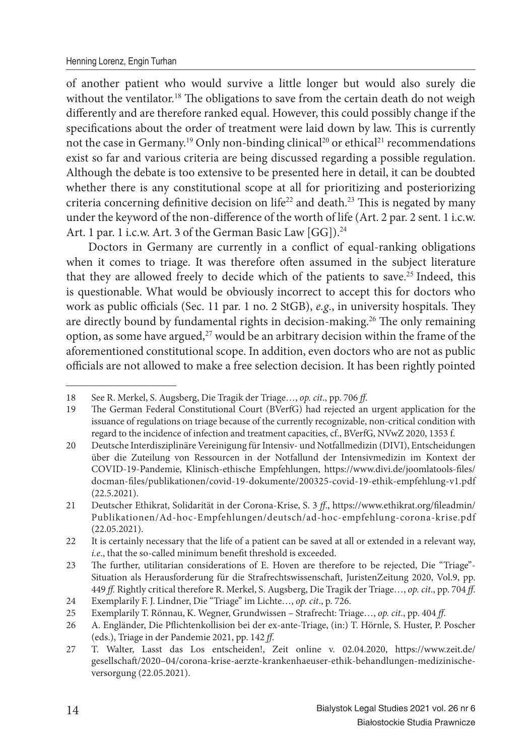of another patient who would survive a little longer but would also surely die without the ventilator.[18] The obligations to save from the certain death do not weigh differently and are therefore ranked equal. However, this could possibly change if the specifications about the order of treatment were laid down by law. This is currently not the case in Germany.[19] Only non-binding clinical[20] or ethical[21] recommendations exist so far and various criteria are being discussed regarding a possible regulation. Although the debate is too extensive to be presented here in detail, it can be doubted whether there is any constitutional scope at all for prioritizing and posteriorizing criteria concerning definitive decision on life[22] and death.[23] This is negated by many under the keyword of the non-difference of the worth of life (Art. 2 par. 2 sent. 1 i.c.w. Art. 1 par. 1 i.c.w. Art. 3 of the German Basic Law [GG]).[24]

Doctors in Germany are currently in a conflict of equal-ranking obligations when it comes to triage. It was therefore often assumed in the subject literature that they are allowed freely to decide which of the patients to save.[25] Indeed, this is questionable. What would be obviously incorrect to accept this for doctors who work as public officials (Sec. 11 par. 1 no. 2 StGB), *e.g.*, in university hospitals. They are directly bound by fundamental rights in decision-making.[26] The only remaining option, as some have argued,[27] would be an arbitrary decision within the frame of the aforementioned constitutional scope. In addition, even doctors who are not as public officials are not allowed to make a free selection decision. It has been rightly pointed

---

18 See R. Merkel, S. Augsberg, Die Tragik der Triage…, *op. cit.*, pp. 706 *ff.*

19 The German Federal Constitutional Court (BVerfG) had rejected an urgent application for the issuance of regulations on triage because of the currently recognizable, non-critical condition with regard to the incidence of infection and treatment capacities, cf., BVerfG, NVwZ 2020, 1353 f.

20 Deutsche Interdisziplinäre Vereinigung für Intensiv- und Notfallmedizin (DIVI), Entscheidungen über die Zuteilung von Ressourcen in der Notfallund der Intensivmedizin im Kontext der COVID-19-Pandemie, Klinisch-ethische Empfehlungen, https://www.divi.de/joomlatools-files/docman-files/publikationen/covid-19-dokumente/200325-covid-19-ethik-empfehlung-v1.pdf (22.5.2021).

21 Deutscher Ethikrat, Solidarität in der Corona-Krise, S. 3 *ff.*, https://www.ethikrat.org/fileadmin/Publikationen/Ad-hoc-Empfehlungen/deutsch/ad-hoc-empfehlung-corona-krise.pdf (22.05.2021).

22 It is certainly necessary that the life of a patient can be saved at all or extended in a relevant way, *i.e.*, that the so-called minimum benefit threshold is exceeded.

23 The further, utilitarian considerations of E. Hoven are therefore to be rejected, Die "Triage"-Situation als Herausforderung für die Strafrechtswissenschaft, JuristenZeitung 2020, Vol.9, pp. 449 *ff.* Rightly critical therefore R. Merkel, S. Augsberg, Die Tragik der Triage…, *op. cit.*, pp. 704 *ff.*

24 Exemplarily F. J. Lindner, Die "Triage" im Lichte…, *op. cit.*, p. 726.

25 Exemplarily T. Rönnau, K. Wegner, Grundwissen – Strafrecht: Triage…, *op. cit.*, pp. 404 *ff.*

26 A. Engländer, Die Pflichtenkollision bei der ex-ante-Triage, (in:) T. Hörnle, S. Huster, P. Poscher (eds.), Triage in der Pandemie 2021, pp. 142 *ff.*

27 T. Walter, Lasst das Los entscheiden!, Zeit online v. 02.04.2020, https://www.zeit.de/gesellschaft/2020–04/corona-krise-aerzte-krankenhaeuser-ethik-behandlungen-medizinische-versorgung (22.05.2021).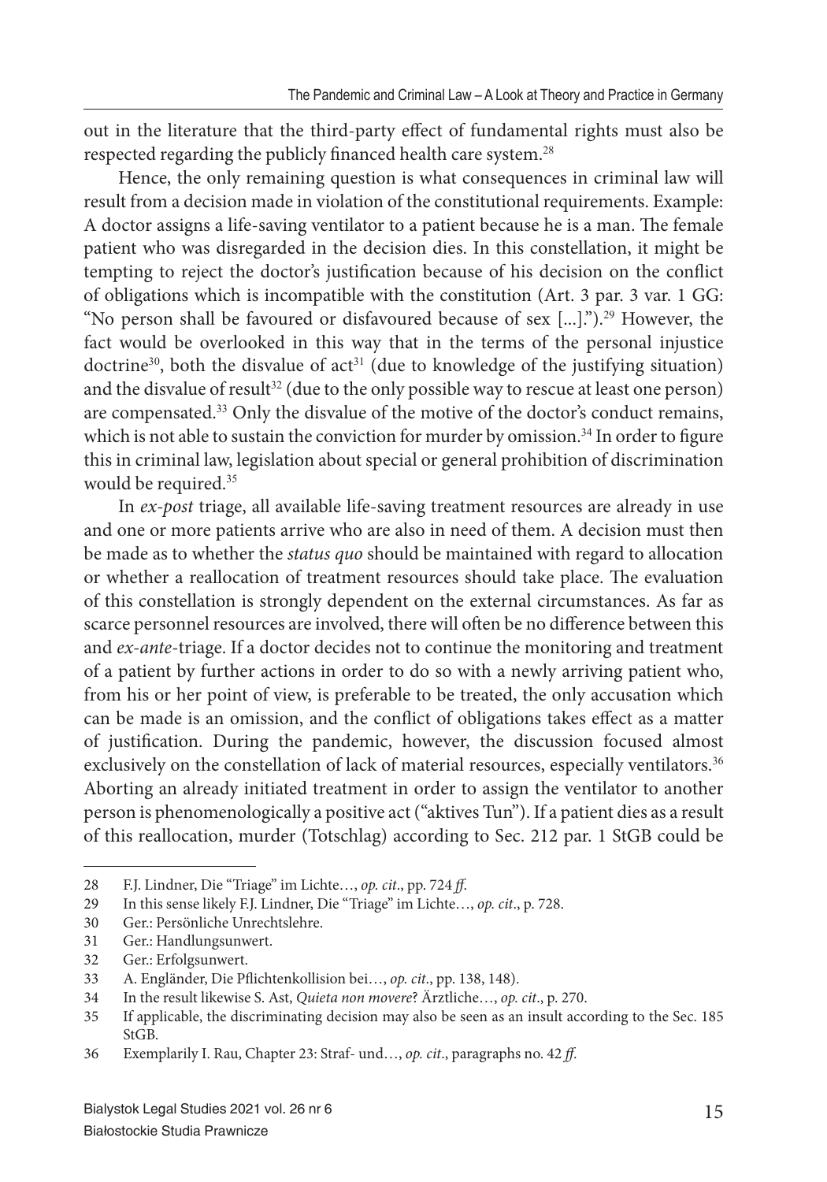out in the literature that the third-party effect of fundamental rights must also be respected regarding the publicly financed health care system.[28]

Hence, the only remaining question is what consequences in criminal law will result from a decision made in violation of the constitutional requirements. Example: A doctor assigns a life-saving ventilator to a patient because he is a man. The female patient who was disregarded in the decision dies. In this constellation, it might be tempting to reject the doctor's justification because of his decision on the conflict of obligations which is incompatible with the constitution (Art. 3 par. 3 var. 1 GG: "No person shall be favoured or disfavoured because of sex [...]").[29] However, the fact would be overlooked in this way that in the terms of the personal injustice doctrine[30], both the disvalue of act[31] (due to knowledge of the justifying situation) and the disvalue of result[32] (due to the only possible way to rescue at least one person) are compensated.[33] Only the disvalue of the motive of the doctor's conduct remains, which is not able to sustain the conviction for murder by omission.[34] In order to figure this in criminal law, legislation about special or general prohibition of discrimination would be required.[35]

In *ex-post* triage, all available life-saving treatment resources are already in use and one or more patients arrive who are also in need of them. A decision must then be made as to whether the *status quo* should be maintained with regard to allocation or whether a reallocation of treatment resources should take place. The evaluation of this constellation is strongly dependent on the external circumstances. As far as scarce personnel resources are involved, there will often be no difference between this and *ex-ante*-triage. If a doctor decides not to continue the monitoring and treatment of a patient by further actions in order to do so with a newly arriving patient who, from his or her point of view, is preferable to be treated, the only accusation which can be made is an omission, and the conflict of obligations takes effect as a matter of justification. During the pandemic, however, the discussion focused almost exclusively on the constellation of lack of material resources, especially ventilators.[36] Aborting an already initiated treatment in order to assign the ventilator to another person is phenomenologically a positive act ("aktives Tun"). If a patient dies as a result of this reallocation, murder (Totschlag) according to Sec. 212 par. 1 StGB could be

---

28 F.J. Lindner, Die "Triage" im Lichte…, *op. cit*., pp. 724 *ff*.

29 In this sense likely F.J. Lindner, Die "Triage" im Lichte…, *op. cit*., p. 728.

30 Ger.: Persönliche Unrechtslehre.

31 Ger.: Handlungsunwert.

32 Ger.: Erfolgsunwert.

33 A. Engländer, Die Pflichtenkollision bei…, *op. cit*., pp. 138, 148).

34 In the result likewise S. Ast, *Quieta non movere*? Ärztliche…, *op. cit*., p. 270.

35 If applicable, the discriminating decision may also be seen as an insult according to the Sec. 185 StGB.

36 Exemplarily I. Rau, Chapter 23: Straf- und…, *op. cit*., paragraphs no. 42 *ff*.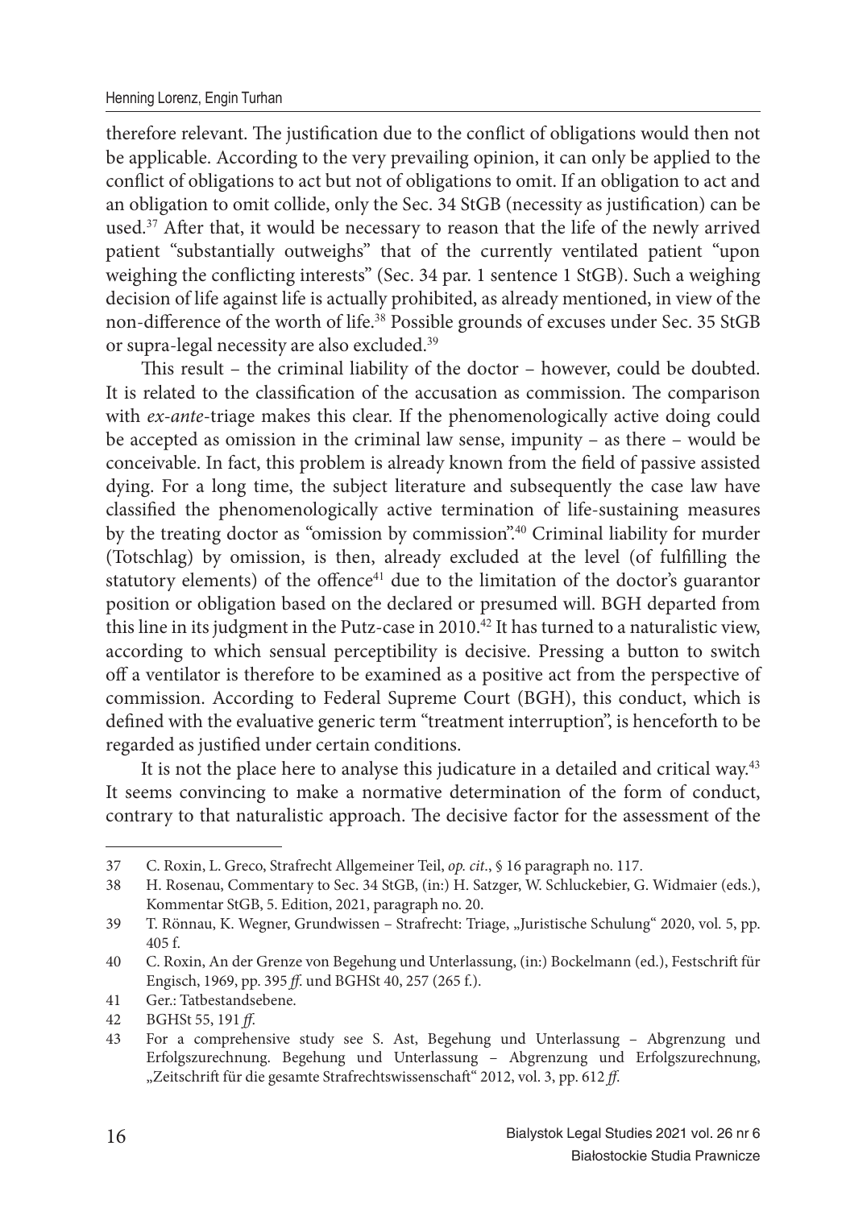therefore relevant. The justification due to the conflict of obligations would then not be applicable. According to the very prevailing opinion, it can only be applied to the conflict of obligations to act but not of obligations to omit. If an obligation to act and an obligation to omit collide, only the Sec. 34 StGB (necessity as justification) can be used.[37] After that, it would be necessary to reason that the life of the newly arrived patient "substantially outweighs" that of the currently ventilated patient "upon weighing the conflicting interests" (Sec. 34 par. 1 sentence 1 StGB). Such a weighing decision of life against life is actually prohibited, as already mentioned, in view of the non-difference of the worth of life.[38] Possible grounds of excuses under Sec. 35 StGB or supra-legal necessity are also excluded.[39]

This result – the criminal liability of the doctor – however, could be doubted. It is related to the classification of the accusation as commission. The comparison with *ex-ante*-triage makes this clear. If the phenomenologically active doing could be accepted as omission in the criminal law sense, impunity – as there – would be conceivable. In fact, this problem is already known from the field of passive assisted dying. For a long time, the subject literature and subsequently the case law have classified the phenomenologically active termination of life-sustaining measures by the treating doctor as "omission by commission".[40] Criminal liability for murder (Totschlag) by omission, is then, already excluded at the level (of fulfilling the statutory elements) of the offence[41] due to the limitation of the doctor's guarantor position or obligation based on the declared or presumed will. BGH departed from this line in its judgment in the Putz-case in 2010.[42] It has turned to a naturalistic view, according to which sensual perceptibility is decisive. Pressing a button to switch off a ventilator is therefore to be examined as a positive act from the perspective of commission. According to Federal Supreme Court (BGH), this conduct, which is defined with the evaluative generic term "treatment interruption", is henceforth to be regarded as justified under certain conditions.

It is not the place here to analyse this judicature in a detailed and critical way.[43] It seems convincing to make a normative determination of the form of conduct, contrary to that naturalistic approach. The decisive factor for the assessment of the

---

37 C. Roxin, L. Greco, Strafrecht Allgemeiner Teil, *op. cit*., § 16 paragraph no. 117.

38 H. Rosenau, Commentary to Sec. 34 StGB, (in:) H. Satzger, W. Schluckebier, G. Widmaier (eds.), Kommentar StGB, 5. Edition, 2021, paragraph no. 20.

39 T. Rönnau, K. Wegner, Grundwissen – Strafrecht: Triage, „Juristische Schulung" 2020, vol. 5, pp. 405 f.

40 C. Roxin, An der Grenze von Begehung und Unterlassung, (in:) Bockelmann (ed.), Festschrift für Engisch, 1969, pp. 395 *ff*. und BGHSt 40, 257 (265 f.).

41 Ger.: Tatbestandsebene.

42 BGHSt 55, 191 *ff*.

43 For a comprehensive study see S. Ast, Begehung und Unterlassung – Abgrenzung und Erfolgszurechnung. Begehung und Unterlassung – Abgrenzung und Erfolgszurechnung, „Zeitschrift für die gesamte Strafrechtswissenschaft" 2012, vol. 3, pp. 612 *ff*.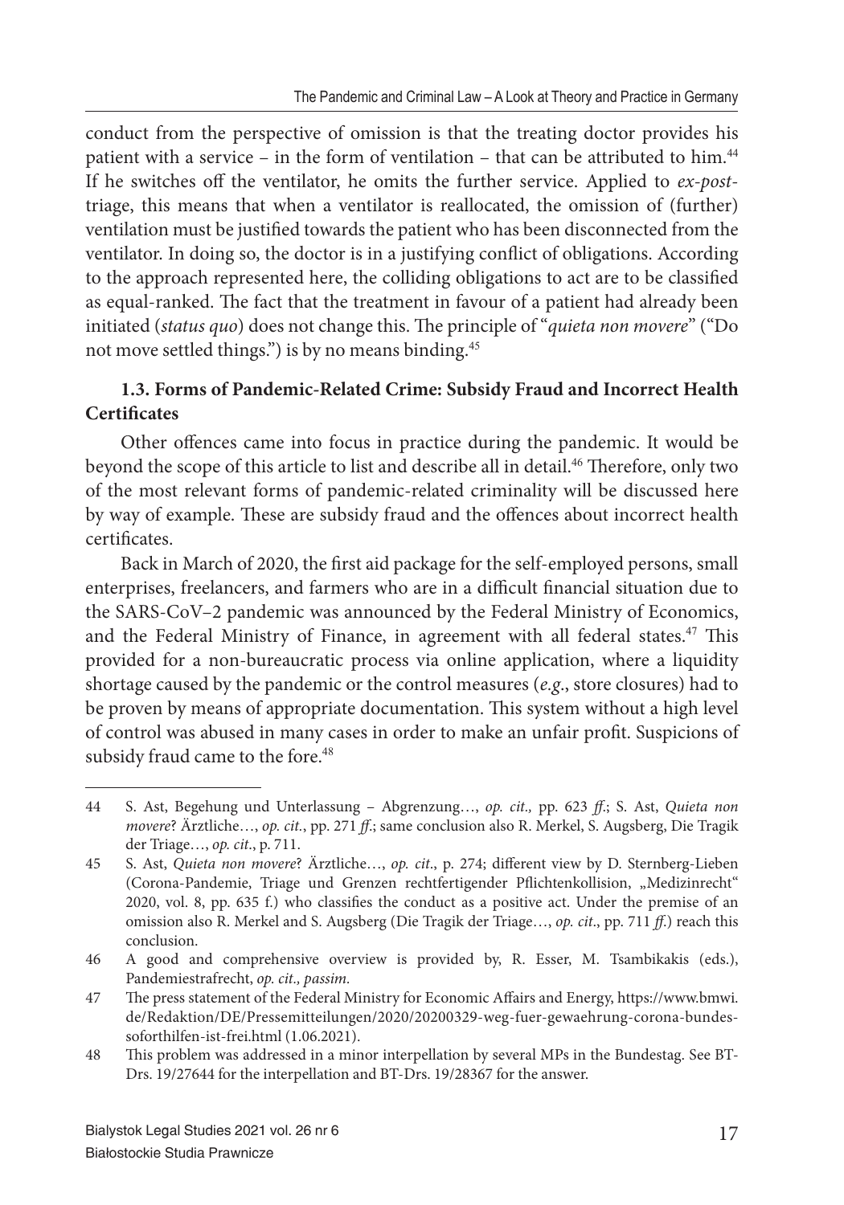conduct from the perspective of omission is that the treating doctor provides his patient with a service – in the form of ventilation – that can be attributed to him.[44] If he switches off the ventilator, he omits the further service. Applied to *ex-post*-triage, this means that when a ventilator is reallocated, the omission of (further) ventilation must be justified towards the patient who has been disconnected from the ventilator. In doing so, the doctor is in a justifying conflict of obligations. According to the approach represented here, the colliding obligations to act are to be classified as equal-ranked. The fact that the treatment in favour of a patient had already been initiated (*status quo*) does not change this. The principle of "*quieta non movere*" ("Do not move settled things.") is by no means binding.[45]

### 1.3. Forms of Pandemic-Related Crime: Subsidy Fraud and Incorrect Health Certificates

Other offences came into focus in practice during the pandemic. It would be beyond the scope of this article to list and describe all in detail.[46] Therefore, only two of the most relevant forms of pandemic-related criminality will be discussed here by way of example. These are subsidy fraud and the offences about incorrect health certificates.

Back in March of 2020, the first aid package for the self-employed persons, small enterprises, freelancers, and farmers who are in a difficult financial situation due to the SARS-CoV–2 pandemic was announced by the Federal Ministry of Economics, and the Federal Ministry of Finance, in agreement with all federal states.[47] This provided for a non-bureaucratic process via online application, where a liquidity shortage caused by the pandemic or the control measures (*e.g*., store closures) had to be proven by means of appropriate documentation. This system without a high level of control was abused in many cases in order to make an unfair profit. Suspicions of subsidy fraud came to the fore.[48]

---

44 S. Ast, Begehung und Unterlassung – Abgrenzung…, *op. cit.,* pp. 623 *ff*.; S. Ast, *Quieta non movere*? Ärztliche…, *op. cit.*, pp. 271 *ff*.; same conclusion also R. Merkel, S. Augsberg, Die Tragik der Triage…, *op. cit*., p. 711.

45 S. Ast, *Quieta non movere*? Ärztliche…, *op. cit*., p. 274; different view by D. Sternberg-Lieben (Corona-Pandemie, Triage und Grenzen rechtfertigender Pflichtenkollision, „Medizinrecht" 2020, vol. 8, pp. 635 f.) who classifies the conduct as a positive act. Under the premise of an omission also R. Merkel and S. Augsberg (Die Tragik der Triage…, *op. cit*., pp. 711 *ff*.) reach this conclusion.

46 A good and comprehensive overview is provided by, R. Esser, M. Tsambikakis (eds.), Pandemiestrafrecht, *op. cit., passim.*

47 The press statement of the Federal Ministry for Economic Affairs and Energy, https://www.bmwi.de/Redaktion/DE/Pressemitteilungen/2020/20200329-weg-fuer-gewaehrung-corona-bundes-soforthilfen-ist-frei.html (1.06.2021).

48 This problem was addressed in a minor interpellation by several MPs in the Bundestag. See BT-Drs. 19/27644 for the interpellation and BT-Drs. 19/28367 for the answer.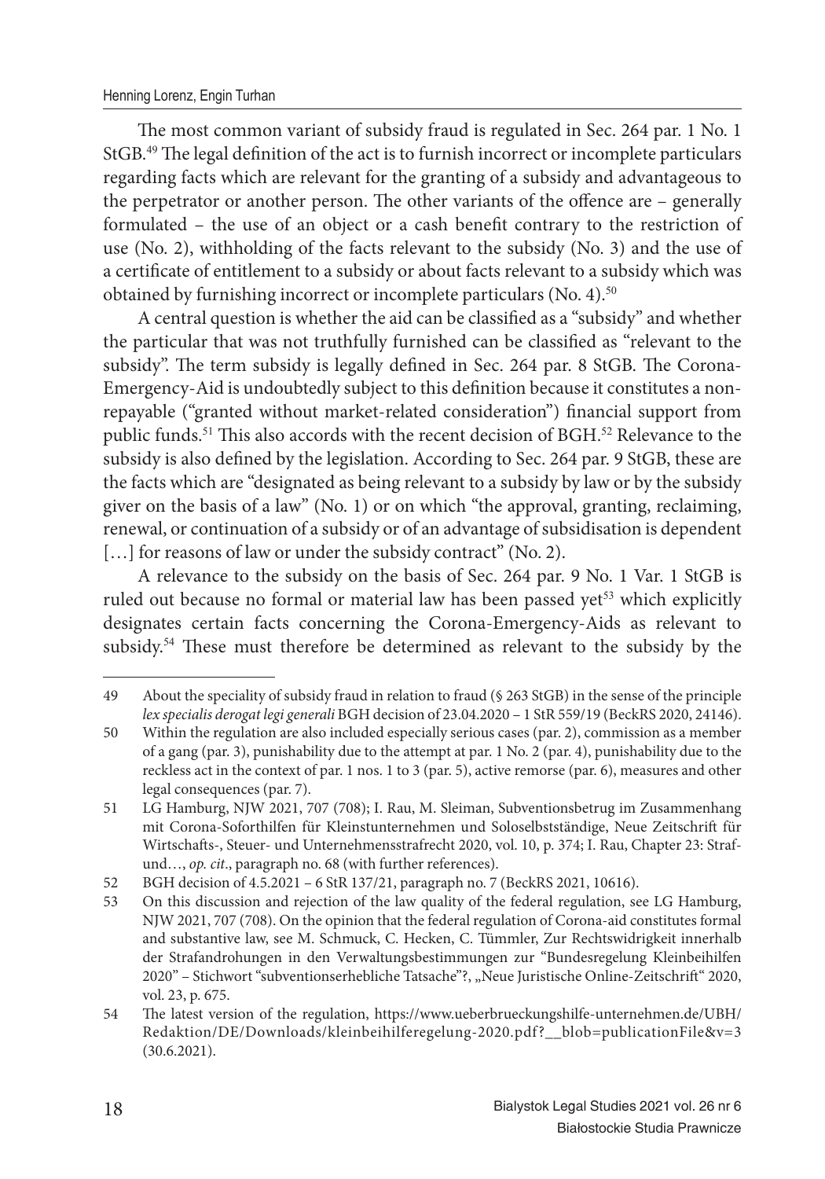The most common variant of subsidy fraud is regulated in Sec. 264 par. 1 No. 1 StGB.[49] The legal definition of the act is to furnish incorrect or incomplete particulars regarding facts which are relevant for the granting of a subsidy and advantageous to the perpetrator or another person. The other variants of the offence are – generally formulated – the use of an object or a cash benefit contrary to the restriction of use (No. 2), withholding of the facts relevant to the subsidy (No. 3) and the use of a certificate of entitlement to a subsidy or about facts relevant to a subsidy which was obtained by furnishing incorrect or incomplete particulars (No. 4).[50]

A central question is whether the aid can be classified as a "subsidy" and whether the particular that was not truthfully furnished can be classified as "relevant to the subsidy". The term subsidy is legally defined in Sec. 264 par. 8 StGB. The Corona-Emergency-Aid is undoubtedly subject to this definition because it constitutes a non-repayable ("granted without market-related consideration") financial support from public funds.[51] This also accords with the recent decision of BGH.[52] Relevance to the subsidy is also defined by the legislation. According to Sec. 264 par. 9 StGB, these are the facts which are "designated as being relevant to a subsidy by law or by the subsidy giver on the basis of a law" (No. 1) or on which "the approval, granting, reclaiming, renewal, or continuation of a subsidy or of an advantage of subsidisation is dependent […] for reasons of law or under the subsidy contract" (No. 2).

A relevance to the subsidy on the basis of Sec. 264 par. 9 No. 1 Var. 1 StGB is ruled out because no formal or material law has been passed yet[53] which explicitly designates certain facts concerning the Corona-Emergency-Aids as relevant to subsidy.[54] These must therefore be determined as relevant to the subsidy by the

---

49 About the speciality of subsidy fraud in relation to fraud (§ 263 StGB) in the sense of the principle *lex specialis derogat legi generali* BGH decision of 23.04.2020 – 1 StR 559/19 (BeckRS 2020, 24146).

50 Within the regulation are also included especially serious cases (par. 2), commission as a member of a gang (par. 3), punishability due to the attempt at par. 1 No. 2 (par. 4), punishability due to the reckless act in the context of par. 1 nos. 1 to 3 (par. 5), active remorse (par. 6), measures and other legal consequences (par. 7).

51 LG Hamburg, NJW 2021, 707 (708); I. Rau, M. Sleiman, Subventionsbetrug im Zusammenhang mit Corona-Soforthilfen für Kleinstunternehmen und Soloselbstständige, Neue Zeitschrift für Wirtschafts-, Steuer- und Unternehmensstrafrecht 2020, vol. 10, p. 374; I. Rau, Chapter 23: Strafund…, *op. cit*., paragraph no. 68 (with further references).

52 BGH decision of 4.5.2021 – 6 StR 137/21, paragraph no. 7 (BeckRS 2021, 10616).

53 On this discussion and rejection of the law quality of the federal regulation, see LG Hamburg, NJW 2021, 707 (708). On the opinion that the federal regulation of Corona-aid constitutes formal and substantive law, see M. Schmuck, C. Hecken, C. Tümmler, Zur Rechtswidrigkeit innerhalb der Strafandrohungen in den Verwaltungsbestimmungen zur "Bundesregelung Kleinbeihilfen 2020" – Stichwort "subventionserhebliche Tatsache"?, „Neue Juristische Online-Zeitschrift" 2020, vol. 23, p. 675.

54 The latest version of the regulation, https://www.ueberbrueckungshilfe-unternehmen.de/UBH/Redaktion/DE/Downloads/kleinbeihilferegelung-2020.pdf?__blob=publicationFile&v=3 (30.6.2021).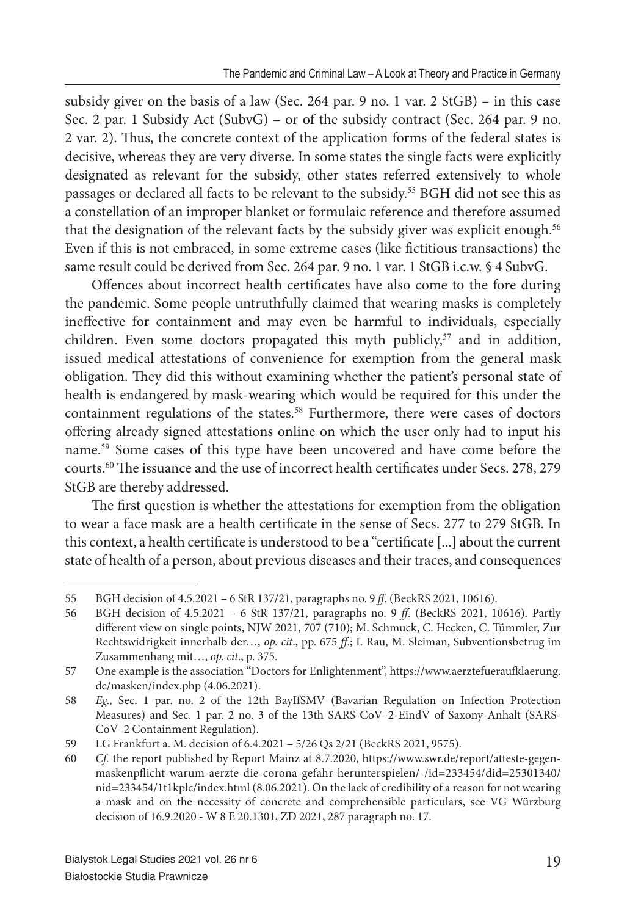subsidy giver on the basis of a law (Sec. 264 par. 9 no. 1 var. 2 StGB) – in this case Sec. 2 par. 1 Subsidy Act (SubvG) – or of the subsidy contract (Sec. 264 par. 9 no. 2 var. 2). Thus, the concrete context of the application forms of the federal states is decisive, whereas they are very diverse. In some states the single facts were explicitly designated as relevant for the subsidy, other states referred extensively to whole passages or declared all facts to be relevant to the subsidy.[55] BGH did not see this as a constellation of an improper blanket or formulaic reference and therefore assumed that the designation of the relevant facts by the subsidy giver was explicit enough.[56] Even if this is not embraced, in some extreme cases (like fictitious transactions) the same result could be derived from Sec. 264 par. 9 no. 1 var. 1 StGB i.c.w. § 4 SubvG.

Offences about incorrect health certificates have also come to the fore during the pandemic. Some people untruthfully claimed that wearing masks is completely ineffective for containment and may even be harmful to individuals, especially children. Even some doctors propagated this myth publicly,[57] and in addition, issued medical attestations of convenience for exemption from the general mask obligation. They did this without examining whether the patient's personal state of health is endangered by mask-wearing which would be required for this under the containment regulations of the states.[58] Furthermore, there were cases of doctors offering already signed attestations online on which the user only had to input his name.[59] Some cases of this type have been uncovered and have come before the courts.[60] The issuance and the use of incorrect health certificates under Secs. 278, 279 StGB are thereby addressed.

The first question is whether the attestations for exemption from the obligation to wear a face mask are a health certificate in the sense of Secs. 277 to 279 StGB. In this context, a health certificate is understood to be a "certificate [...] about the current state of health of a person, about previous diseases and their traces, and consequences

---

55 BGH decision of 4.5.2021 – 6 StR 137/21, paragraphs no. 9 *ff*. (BeckRS 2021, 10616).

56 BGH decision of 4.5.2021 – 6 StR 137/21, paragraphs no. 9 *ff*. (BeckRS 2021, 10616). Partly different view on single points, NJW 2021, 707 (710); M. Schmuck, C. Hecken, C. Tümmler, Zur Rechtswidrigkeit innerhalb der…, *op. cit*., pp. 675 *ff*.; I. Rau, M. Sleiman, Subventionsbetrug im Zusammenhang mit…, *op. cit*., p. 375.

57 One example is the association "Doctors for Enlightenment", https://www.aerztefueraufklaerung.de/masken/index.php (4.06.2021).

58 *Eg.,* Sec. 1 par. no. 2 of the 12th BayIfSMV (Bavarian Regulation on Infection Protection Measures) and Sec. 1 par. 2 no. 3 of the 13th SARS-CoV–2-EindV of Saxony-Anhalt (SARS-CoV–2 Containment Regulation).

59 LG Frankfurt a. M. decision of 6.4.2021 – 5/26 Qs 2/21 (BeckRS 2021, 9575).

60 *Cf*. the report published by Report Mainz at 8.7.2020, https://www.swr.de/report/atteste-gegen-maskenpflicht-warum-aerzte-die-corona-gefahr-herunterspielen/-/id=233454/did=25301340/nid=233454/1t1kplc/index.html (8.06.2021). On the lack of credibility of a reason for not wearing a mask and on the necessity of concrete and comprehensible particulars, see VG Würzburg decision of 16.9.2020 - W 8 E 20.1301, ZD 2021, 287 paragraph no. 17.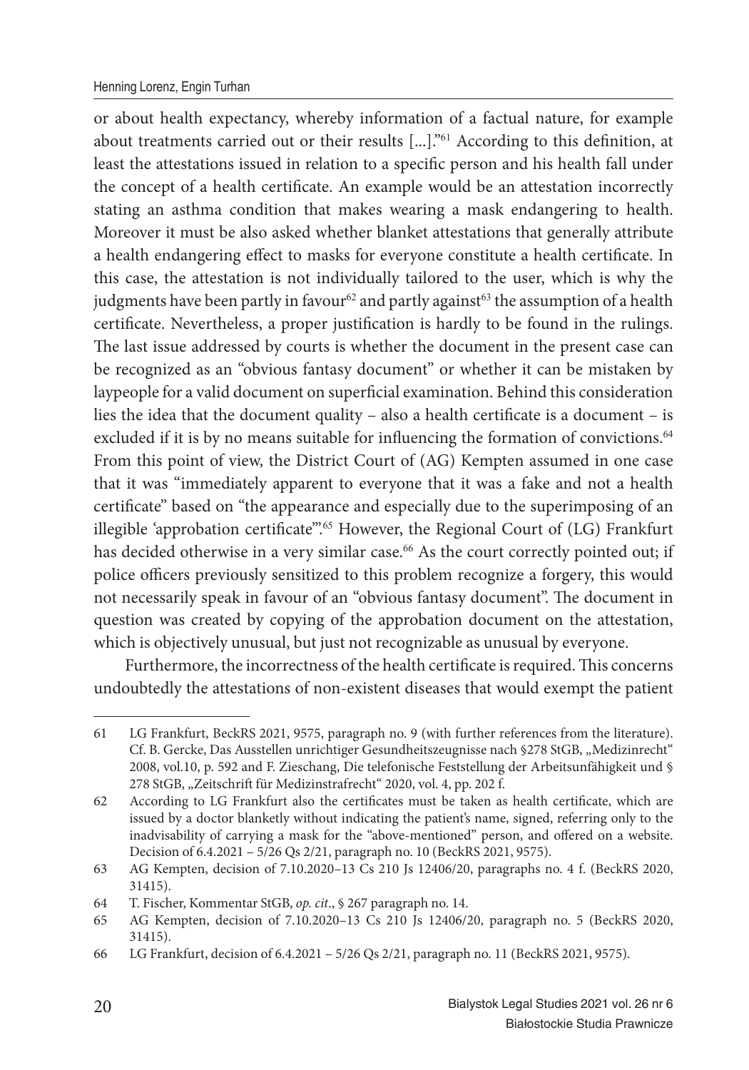or about health expectancy, whereby information of a factual nature, for example about treatments carried out or their results [...]."[61] According to this definition, at least the attestations issued in relation to a specific person and his health fall under the concept of a health certificate. An example would be an attestation incorrectly stating an asthma condition that makes wearing a mask endangering to health. Moreover it must be also asked whether blanket attestations that generally attribute a health endangering effect to masks for everyone constitute a health certificate. In this case, the attestation is not individually tailored to the user, which is why the judgments have been partly in favour[62] and partly against[63] the assumption of a health certificate. Nevertheless, a proper justification is hardly to be found in the rulings. The last issue addressed by courts is whether the document in the present case can be recognized as an "obvious fantasy document" or whether it can be mistaken by laypeople for a valid document on superficial examination. Behind this consideration lies the idea that the document quality – also a health certificate is a document – is excluded if it is by no means suitable for influencing the formation of convictions.[64] From this point of view, the District Court of (AG) Kempten assumed in one case that it was "immediately apparent to everyone that it was a fake and not a health certificate" based on "the appearance and especially due to the superimposing of an illegible 'approbation certificate'".[65] However, the Regional Court of (LG) Frankfurt has decided otherwise in a very similar case.[66] As the court correctly pointed out; if police officers previously sensitized to this problem recognize a forgery, this would not necessarily speak in favour of an "obvious fantasy document". The document in question was created by copying of the approbation document on the attestation, which is objectively unusual, but just not recognizable as unusual by everyone.

Furthermore, the incorrectness of the health certificate is required. This concerns undoubtedly the attestations of non-existent diseases that would exempt the patient

---

61 LG Frankfurt, BeckRS 2021, 9575, paragraph no. 9 (with further references from the literature). Cf. B. Gercke, Das Ausstellen unrichtiger Gesundheitszeugnisse nach §278 StGB, „Medizinrecht" 2008, vol.10, p. 592 and F. Zieschang, Die telefonische Feststellung der Arbeitsunfähigkeit und § 278 StGB, „Zeitschrift für Medizinstrafrecht" 2020, vol. 4, pp. 202 f.

62 According to LG Frankfurt also the certificates must be taken as health certificate, which are issued by a doctor blanketly without indicating the patient's name, signed, referring only to the inadvisability of carrying a mask for the "above-mentioned" person, and offered on a website. Decision of 6.4.2021 – 5/26 Qs 2/21, paragraph no. 10 (BeckRS 2021, 9575).

63 AG Kempten, decision of 7.10.2020–13 Cs 210 Js 12406/20, paragraphs no. 4 f. (BeckRS 2020, 31415).

64 T. Fischer, Kommentar StGB, *op. cit*., § 267 paragraph no. 14.

65 AG Kempten, decision of 7.10.2020–13 Cs 210 Js 12406/20, paragraph no. 5 (BeckRS 2020, 31415).

66 LG Frankfurt, decision of 6.4.2021 – 5/26 Qs 2/21, paragraph no. 11 (BeckRS 2021, 9575).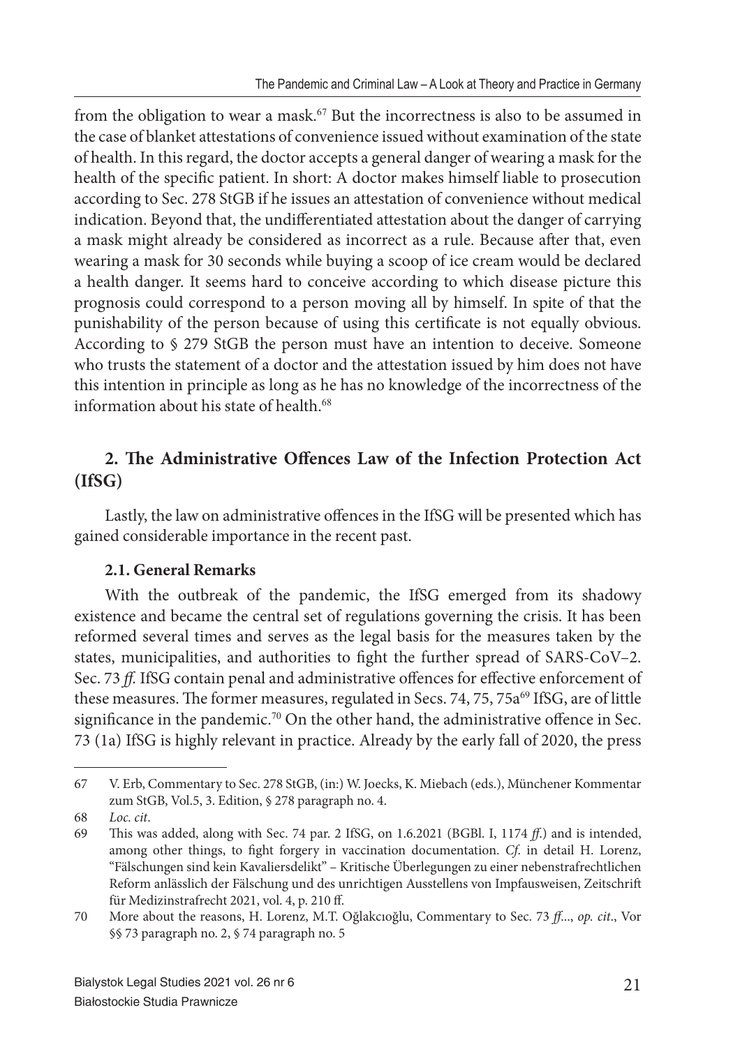from the obligation to wear a mask.[67] But the incorrectness is also to be assumed in the case of blanket attestations of convenience issued without examination of the state of health. In this regard, the doctor accepts a general danger of wearing a mask for the health of the specific patient. In short: A doctor makes himself liable to prosecution according to Sec. 278 StGB if he issues an attestation of convenience without medical indication. Beyond that, the undifferentiated attestation about the danger of carrying a mask might already be considered as incorrect as a rule. Because after that, even wearing a mask for 30 seconds while buying a scoop of ice cream would be declared a health danger. It seems hard to conceive according to which disease picture this prognosis could correspond to a person moving all by himself. In spite of that the punishability of the person because of using this certificate is not equally obvious. According to § 279 StGB the person must have an intention to deceive. Someone who trusts the statement of a doctor and the attestation issued by him does not have this intention in principle as long as he has no knowledge of the incorrectness of the information about his state of health.[68]

## 2. The Administrative Offences Law of the Infection Protection Act (IfSG)

Lastly, the law on administrative offences in the IfSG will be presented which has gained considerable importance in the recent past.

### 2.1. General Remarks

With the outbreak of the pandemic, the IfSG emerged from its shadowy existence and became the central set of regulations governing the crisis. It has been reformed several times and serves as the legal basis for the measures taken by the states, municipalities, and authorities to fight the further spread of SARS-CoV–2. Sec. 73 *ff*. IfSG contain penal and administrative offences for effective enforcement of these measures. The former measures, regulated in Secs. 74, 75, 75a[69] IfSG, are of little significance in the pandemic.[70] On the other hand, the administrative offence in Sec. 73 (1a) IfSG is highly relevant in practice. Already by the early fall of 2020, the press

---

67 V. Erb, Commentary to Sec. 278 StGB, (in:) W. Joecks, K. Miebach (eds.), Münchener Kommentar zum StGB, Vol.5, 3. Edition, § 278 paragraph no. 4.

68 *Loc. cit*.

69 This was added, along with Sec. 74 par. 2 IfSG, on 1.6.2021 (BGBl. I, 1174 *ff*.) and is intended, among other things, to fight forgery in vaccination documentation. *Cf*. in detail H. Lorenz, "Fälschungen sind kein Kavaliersdelikt" – Kritische Überlegungen zu einer nebenstrafrechtlichen Reform anlässlich der Fälschung und des unrichtigen Ausstellens von Impfausweisen, Zeitschrift für Medizinstrafrecht 2021, vol. 4, p. 210 ff.

70 More about the reasons, H. Lorenz, M.T. Oğlakcıoğlu, Commentary to Sec. 73 *ff*..., *op. cit*., Vor §§ 73 paragraph no. 2, § 74 paragraph no. 5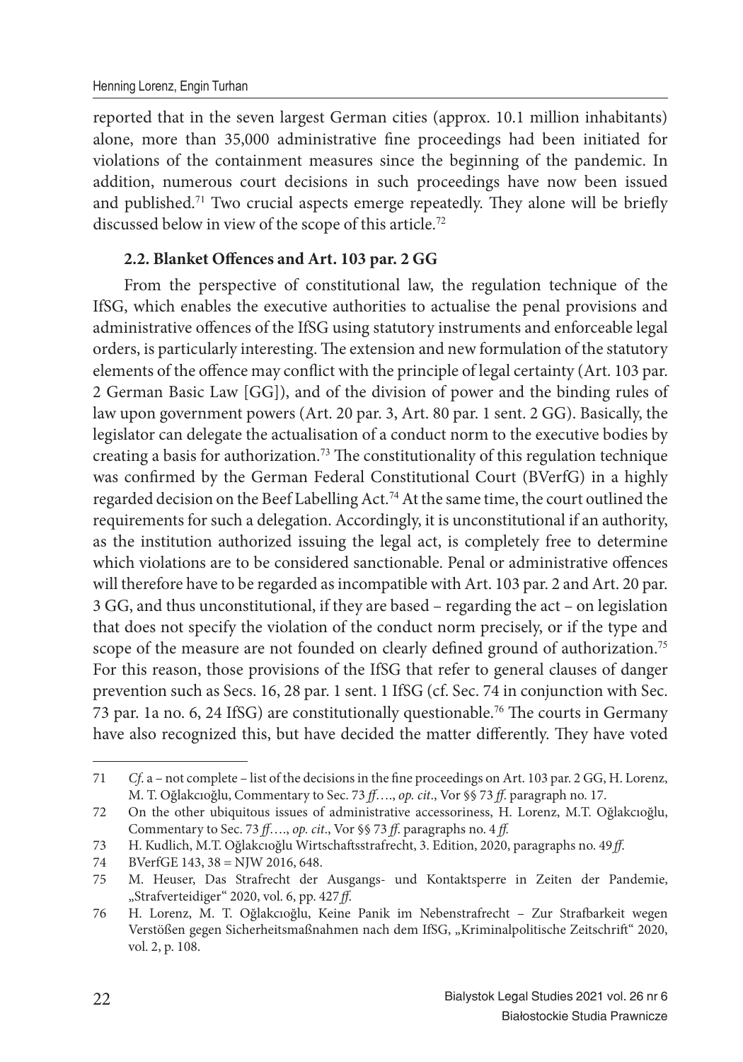reported that in the seven largest German cities (approx. 10.1 million inhabitants) alone, more than 35,000 administrative fine proceedings had been initiated for violations of the containment measures since the beginning of the pandemic. In addition, numerous court decisions in such proceedings have now been issued and published.[71] Two crucial aspects emerge repeatedly. They alone will be briefly discussed below in view of the scope of this article.[72]

### 2.2. Blanket Offences and Art. 103 par. 2 GG

From the perspective of constitutional law, the regulation technique of the IfSG, which enables the executive authorities to actualise the penal provisions and administrative offences of the IfSG using statutory instruments and enforceable legal orders, is particularly interesting. The extension and new formulation of the statutory elements of the offence may conflict with the principle of legal certainty (Art. 103 par. 2 German Basic Law [GG]), and of the division of power and the binding rules of law upon government powers (Art. 20 par. 3, Art. 80 par. 1 sent. 2 GG). Basically, the legislator can delegate the actualisation of a conduct norm to the executive bodies by creating a basis for authorization.[73] The constitutionality of this regulation technique was confirmed by the German Federal Constitutional Court (BVerfG) in a highly regarded decision on the Beef Labelling Act.[74] At the same time, the court outlined the requirements for such a delegation. Accordingly, it is unconstitutional if an authority, as the institution authorized issuing the legal act, is completely free to determine which violations are to be considered sanctionable. Penal or administrative offences will therefore have to be regarded as incompatible with Art. 103 par. 2 and Art. 20 par. 3 GG, and thus unconstitutional, if they are based – regarding the act – on legislation that does not specify the violation of the conduct norm precisely, or if the type and scope of the measure are not founded on clearly defined ground of authorization.[75] For this reason, those provisions of the IfSG that refer to general clauses of danger prevention such as Secs. 16, 28 par. 1 sent. 1 IfSG (cf. Sec. 74 in conjunction with Sec. 73 par. 1a no. 6, 24 IfSG) are constitutionally questionable.[76] The courts in Germany have also recognized this, but have decided the matter differently. They have voted

---

71 *Cf.* a – not complete – list of the decisions in the fine proceedings on Art. 103 par. 2 GG, H. Lorenz, M. T. Oğlakcıoğlu, Commentary to Sec. 73 *ff*…., *op. cit*., Vor §§ 73 *ff*. paragraph no. 17.

72 On the other ubiquitous issues of administrative accessoriness, H. Lorenz, M.T. Oğlakcıoğlu, Commentary to Sec. 73 *ff*…., *op. cit*., Vor §§ 73 *ff*. paragraphs no. 4 *ff*.

73 H. Kudlich, M.T. Oğlakcıoğlu Wirtschaftsstrafrecht, 3. Edition, 2020, paragraphs no. 49 *ff*.

74 BVerfGE 143, 38 = NJW 2016, 648.

75 M. Heuser, Das Strafrecht der Ausgangs- und Kontaktsperre in Zeiten der Pandemie, „Strafverteidiger" 2020, vol. 6, pp. 427 *ff*.

76 H. Lorenz, M. T. Oğlakcıoğlu, Keine Panik im Nebenstrafrecht – Zur Strafbarkeit wegen Verstößen gegen Sicherheitsmaßnahmen nach dem IfSG, „Kriminalpolitische Zeitschrift" 2020, vol. 2, p. 108.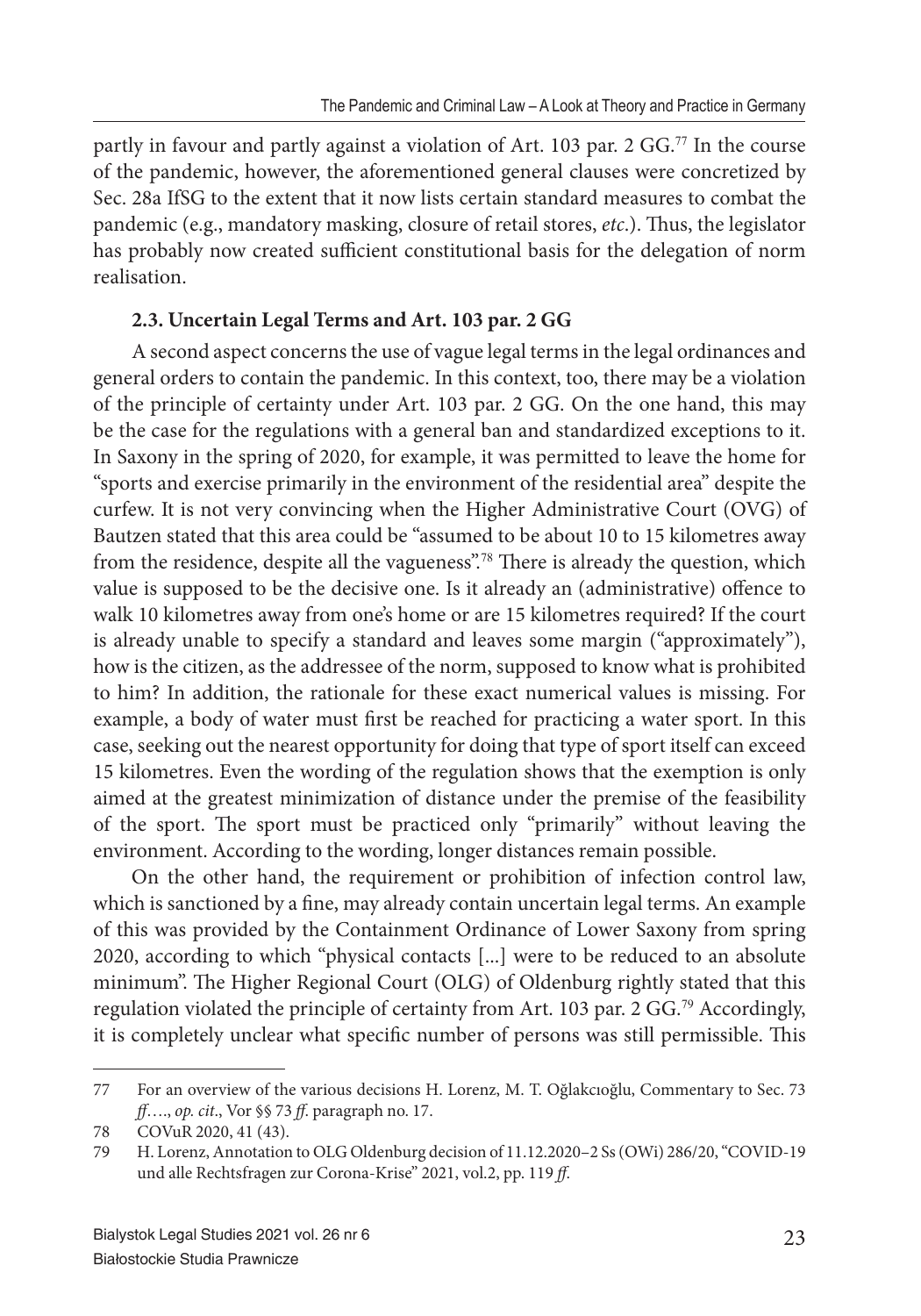partly in favour and partly against a violation of Art. 103 par. 2 GG.[77] In the course of the pandemic, however, the aforementioned general clauses were concretized by Sec. 28a IfSG to the extent that it now lists certain standard measures to combat the pandemic (e.g., mandatory masking, closure of retail stores, *etc*.). Thus, the legislator has probably now created sufficient constitutional basis for the delegation of norm realisation.

### 2.3. Uncertain Legal Terms and Art. 103 par. 2 GG

A second aspect concerns the use of vague legal terms in the legal ordinances and general orders to contain the pandemic. In this context, too, there may be a violation of the principle of certainty under Art. 103 par. 2 GG. On the one hand, this may be the case for the regulations with a general ban and standardized exceptions to it. In Saxony in the spring of 2020, for example, it was permitted to leave the home for "sports and exercise primarily in the environment of the residential area" despite the curfew. It is not very convincing when the Higher Administrative Court (OVG) of Bautzen stated that this area could be "assumed to be about 10 to 15 kilometres away from the residence, despite all the vagueness".[78] There is already the question, which value is supposed to be the decisive one. Is it already an (administrative) offence to walk 10 kilometres away from one's home or are 15 kilometres required? If the court is already unable to specify a standard and leaves some margin ("approximately"), how is the citizen, as the addressee of the norm, supposed to know what is prohibited to him? In addition, the rationale for these exact numerical values is missing. For example, a body of water must first be reached for practicing a water sport. In this case, seeking out the nearest opportunity for doing that type of sport itself can exceed 15 kilometres. Even the wording of the regulation shows that the exemption is only aimed at the greatest minimization of distance under the premise of the feasibility of the sport. The sport must be practiced only "primarily" without leaving the environment. According to the wording, longer distances remain possible.

On the other hand, the requirement or prohibition of infection control law, which is sanctioned by a fine, may already contain uncertain legal terms. An example of this was provided by the Containment Ordinance of Lower Saxony from spring 2020, according to which "physical contacts [...] were to be reduced to an absolute minimum". The Higher Regional Court (OLG) of Oldenburg rightly stated that this regulation violated the principle of certainty from Art. 103 par. 2 GG.[79] Accordingly, it is completely unclear what specific number of persons was still permissible. This

---

77 For an overview of the various decisions H. Lorenz, M. T. Oğlakcıoğlu, Commentary to Sec. 73 *ff*…., *op. cit*., Vor §§ 73 *ff*. paragraph no. 17.

78 COVuR 2020, 41 (43).

79 H. Lorenz, Annotation to OLG Oldenburg decision of 11.12.2020–2 Ss (OWi) 286/20, "COVID-19 und alle Rechtsfragen zur Corona-Krise" 2021, vol.2, pp. 119 *ff*.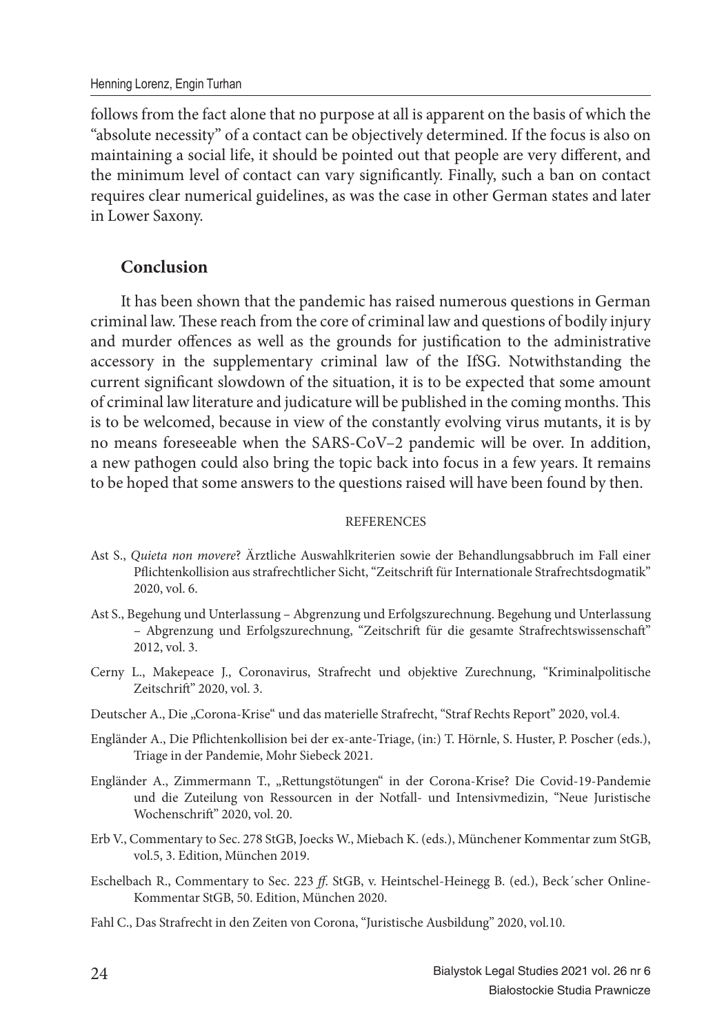follows from the fact alone that no purpose at all is apparent on the basis of which the "absolute necessity" of a contact can be objectively determined. If the focus is also on maintaining a social life, it should be pointed out that people are very different, and the minimum level of contact can vary significantly. Finally, such a ban on contact requires clear numerical guidelines, as was the case in other German states and later in Lower Saxony.

## Conclusion

It has been shown that the pandemic has raised numerous questions in German criminal law. These reach from the core of criminal law and questions of bodily injury and murder offences as well as the grounds for justification to the administrative accessory in the supplementary criminal law of the IfSG. Notwithstanding the current significant slowdown of the situation, it is to be expected that some amount of criminal law literature and judicature will be published in the coming months. This is to be welcomed, because in view of the constantly evolving virus mutants, it is by no means foreseeable when the SARS-CoV–2 pandemic will be over. In addition, a new pathogen could also bring the topic back into focus in a few years. It remains to be hoped that some answers to the questions raised will have been found by then.

### REFERENCES

Ast S., *Quieta non movere*? Ärztliche Auswahlkriterien sowie der Behandlungsabbruch im Fall einer Pflichtenkollision aus strafrechtlicher Sicht, "Zeitschrift für Internationale Strafrechtsdogmatik" 2020, vol. 6.

Ast S., Begehung und Unterlassung – Abgrenzung und Erfolgszurechnung. Begehung und Unterlassung – Abgrenzung und Erfolgszurechnung, "Zeitschrift für die gesamte Strafrechtswissenschaft" 2012, vol. 3.

Cerny L., Makepeace J., Coronavirus, Strafrecht und objektive Zurechnung, "Kriminalpolitische Zeitschrift" 2020, vol. 3.

Deutscher A., Die „Corona-Krise" und das materielle Strafrecht, "Straf Rechts Report" 2020, vol.4.

Engländer A., Die Pflichtenkollision bei der ex-ante-Triage, (in:) T. Hörnle, S. Huster, P. Poscher (eds.), Triage in der Pandemie, Mohr Siebeck 2021.

Engländer A., Zimmermann T., „Rettungstötungen" in der Corona-Krise? Die Covid-19-Pandemie und die Zuteilung von Ressourcen in der Notfall- und Intensivmedizin, "Neue Juristische Wochenschrift" 2020, vol. 20.

Erb V., Commentary to Sec. 278 StGB, Joecks W., Miebach K. (eds.), Münchener Kommentar zum StGB, vol.5, 3. Edition, München 2019.

Eschelbach R., Commentary to Sec. 223 *ff*. StGB, v. Heintschel-Heinegg B. (ed.), Beck´scher Online-Kommentar StGB, 50. Edition, München 2020.

Fahl C., Das Strafrecht in den Zeiten von Corona, "Juristische Ausbildung" 2020, vol.10.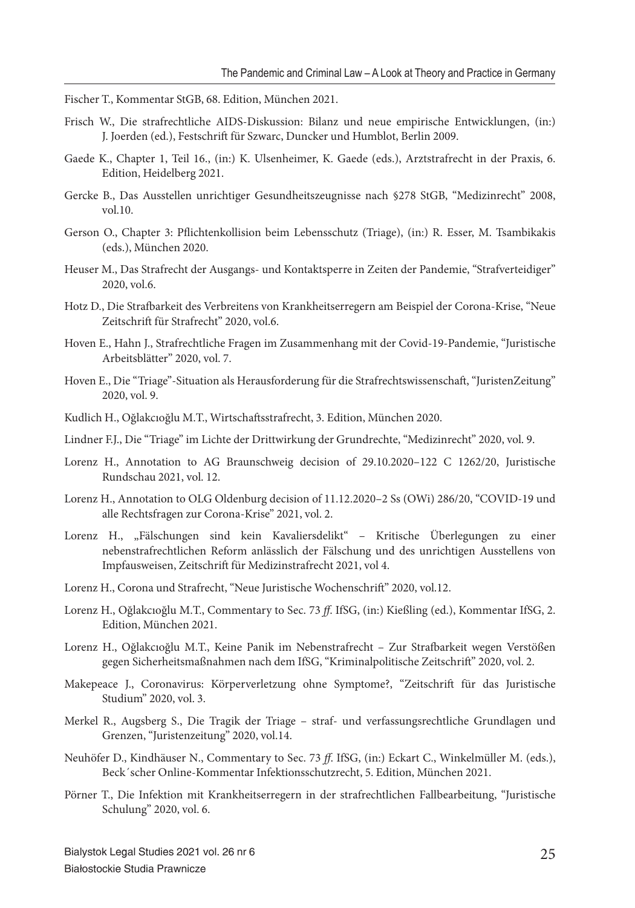Fischer T., Kommentar StGB, 68. Edition, München 2021.

Frisch W., Die strafrechtliche AIDS-Diskussion: Bilanz und neue empirische Entwicklungen, (in:) J. Joerden (ed.), Festschrift für Szwarc, Duncker und Humblot, Berlin 2009.

Gaede K., Chapter 1, Teil 16., (in:) K. Ulsenheimer, K. Gaede (eds.), Arztstrafrecht in der Praxis, 6. Edition, Heidelberg 2021.

Gercke B., Das Ausstellen unrichtiger Gesundheitszeugnisse nach §278 StGB, "Medizinrecht" 2008, vol.10.

Gerson O., Chapter 3: Pflichtenkollision beim Lebensschutz (Triage), (in:) R. Esser, M. Tsambikakis (eds.), München 2020.

Heuser M., Das Strafrecht der Ausgangs- und Kontaktsperre in Zeiten der Pandemie, "Strafverteidiger" 2020, vol.6.

Hotz D., Die Strafbarkeit des Verbreitens von Krankheitserregern am Beispiel der Corona-Krise, "Neue Zeitschrift für Strafrecht" 2020, vol.6.

Hoven E., Hahn J., Strafrechtliche Fragen im Zusammenhang mit der Covid-19-Pandemie, "Juristische Arbeitsblätter" 2020, vol. 7.

Hoven E., Die "Triage"-Situation als Herausforderung für die Strafrechtswissenschaft, "JuristenZeitung" 2020, vol. 9.

Kudlich H., Oğlakcıoğlu M.T., Wirtschaftsstrafrecht, 3. Edition, München 2020.

Lindner F.J., Die "Triage" im Lichte der Drittwirkung der Grundrechte, "Medizinrecht" 2020, vol. 9.

Lorenz H., Annotation to AG Braunschweig decision of 29.10.2020–122 C 1262/20, Juristische Rundschau 2021, vol. 12.

Lorenz H., Annotation to OLG Oldenburg decision of 11.12.2020–2 Ss (OWi) 286/20, "COVID-19 und alle Rechtsfragen zur Corona-Krise" 2021, vol. 2.

Lorenz H., „Fälschungen sind kein Kavaliersdelikt" – Kritische Überlegungen zu einer nebenstrafrechtlichen Reform anlässlich der Fälschung und des unrichtigen Ausstellens von Impfausweisen, Zeitschrift für Medizinstrafrecht 2021, vol 4.

Lorenz H., Corona und Strafrecht, "Neue Juristische Wochenschrift" 2020, vol.12.

Lorenz H., Oğlakcıoğlu M.T., Commentary to Sec. 73 *ff*. IfSG, (in:) Kießling (ed.), Kommentar IfSG, 2. Edition, München 2021.

Lorenz H., Oğlakcıoğlu M.T., Keine Panik im Nebenstrafrecht – Zur Strafbarkeit wegen Verstößen gegen Sicherheitsmaßnahmen nach dem IfSG, "Kriminalpolitische Zeitschrift" 2020, vol. 2.

Makepeace J., Coronavirus: Körperverletzung ohne Symptome?, "Zeitschrift für das Juristische Studium" 2020, vol. 3.

Merkel R., Augsberg S., Die Tragik der Triage – straf- und verfassungsrechtliche Grundlagen und Grenzen, "Juristenzeitung" 2020, vol.14.

Neuhöfer D., Kindhäuser N., Commentary to Sec. 73 *ff*. IfSG, (in:) Eckart C., Winkelmüller M. (eds.), Beck´scher Online-Kommentar Infektionsschutzrecht, 5. Edition, München 2021.

Pörner T., Die Infektion mit Krankheitserregern in der strafrechtlichen Fallbearbeitung, "Juristische Schulung" 2020, vol. 6.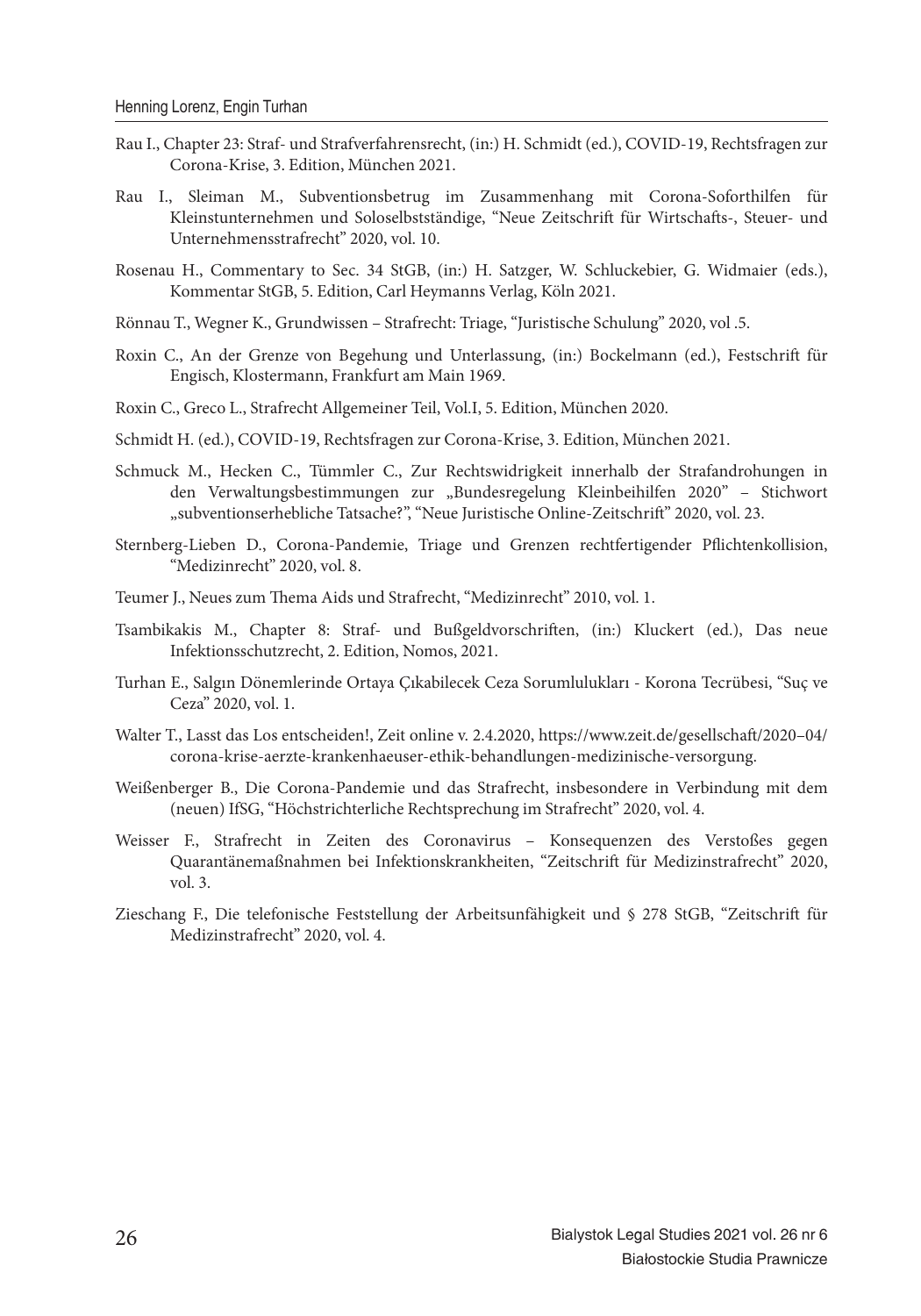Rau I., Chapter 23: Straf- und Strafverfahrensrecht, (in:) H. Schmidt (ed.), COVID-19, Rechtsfragen zur Corona-Krise, 3. Edition, München 2021.

Rau I., Sleiman M., Subventionsbetrug im Zusammenhang mit Corona-Soforthilfen für Kleinstunternehmen und Soloselbstständige, "Neue Zeitschrift für Wirtschafts-, Steuer- und Unternehmensstrafrecht" 2020, vol. 10.

Rosenau H., Commentary to Sec. 34 StGB, (in:) H. Satzger, W. Schluckebier, G. Widmaier (eds.), Kommentar StGB, 5. Edition, Carl Heymanns Verlag, Köln 2021.

Rönnau T., Wegner K., Grundwissen – Strafrecht: Triage, "Juristische Schulung" 2020, vol .5.

Roxin C., An der Grenze von Begehung und Unterlassung, (in:) Bockelmann (ed.), Festschrift für Engisch, Klostermann, Frankfurt am Main 1969.

Roxin C., Greco L., Strafrecht Allgemeiner Teil, Vol.I, 5. Edition, München 2020.

Schmidt H. (ed.), COVID-19, Rechtsfragen zur Corona-Krise, 3. Edition, München 2021.

Schmuck M., Hecken C., Tümmler C., Zur Rechtswidrigkeit innerhalb der Strafandrohungen in den Verwaltungsbestimmungen zur „Bundesregelung Kleinbeihilfen 2020" – Stichwort „subventionserhebliche Tatsache?", "Neue Juristische Online-Zeitschrift" 2020, vol. 23.

Sternberg-Lieben D., Corona-Pandemie, Triage und Grenzen rechtfertigender Pflichtenkollision, "Medizinrecht" 2020, vol. 8.

Teumer J., Neues zum Thema Aids und Strafrecht, "Medizinrecht" 2010, vol. 1.

Tsambikakis M., Chapter 8: Straf- und Bußgeldvorschriften, (in:) Kluckert (ed.), Das neue Infektionsschutzrecht, 2. Edition, Nomos, 2021.

Turhan E., Salgın Dönemlerinde Ortaya Çıkabilecek Ceza Sorumlulukları - Korona Tecrübesi, "Suç ve Ceza" 2020, vol. 1.

Walter T., Lasst das Los entscheiden!, Zeit online v. 2.4.2020, https://www.zeit.de/gesellschaft/2020–04/corona-krise-aerzte-krankenhaeuser-ethik-behandlungen-medizinische-versorgung.

Weißenberger B., Die Corona-Pandemie und das Strafrecht, insbesondere in Verbindung mit dem (neuen) IfSG, "Höchstrichterliche Rechtsprechung im Strafrecht" 2020, vol. 4.

Weisser F., Strafrecht in Zeiten des Coronavirus – Konsequenzen des Verstoßes gegen Quarantänemaßnahmen bei Infektionskrankheiten, "Zeitschrift für Medizinstrafrecht" 2020, vol. 3.

Zieschang F., Die telefonische Feststellung der Arbeitsunfähigkeit und § 278 StGB, "Zeitschrift für Medizinstrafrecht" 2020, vol. 4.